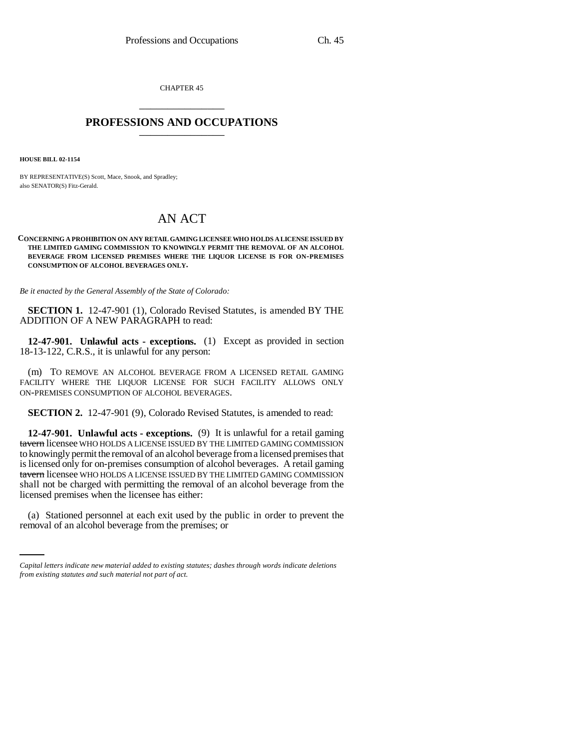CHAPTER 45

# PROFESSIONS AND OCCUPATIONS

**HOUSE BILL 02-1154**

BY REPRESENTATIVE(S) Scott, Mace, Snook, and Spradley;
also SENATOR(S) Fitz-Gerald.

## AN ACT

**CONCERNING A PROHIBITION ON ANY RETAIL GAMING LICENSEE WHO HOLDS A LICENSE ISSUED BY THE LIMITED GAMING COMMISSION TO KNOWINGLY PERMIT THE REMOVAL OF AN ALCOHOL BEVERAGE FROM LICENSED PREMISES WHERE THE LIQUOR LICENSE IS FOR ON-PREMISES CONSUMPTION OF ALCOHOL BEVERAGES ONLY.**

*Be it enacted by the General Assembly of the State of Colorado:*

**SECTION 1.** 12-47-901 (1), Colorado Revised Statutes, is amended BY THE ADDITION OF A NEW PARAGRAPH to read:

**12-47-901. Unlawful acts - exceptions.** (1) Except as provided in section 18-13-122, C.R.S., it is unlawful for any person:

(m) TO REMOVE AN ALCOHOL BEVERAGE FROM A LICENSED RETAIL GAMING FACILITY WHERE THE LIQUOR LICENSE FOR SUCH FACILITY ALLOWS ONLY ON-PREMISES CONSUMPTION OF ALCOHOL BEVERAGES.

**SECTION 2.** 12-47-901 (9), Colorado Revised Statutes, is amended to read:

**12-47-901. Unlawful acts - exceptions.** (9) It is unlawful for a retail gaming ~~tavern~~ licensee WHO HOLDS A LICENSE ISSUED BY THE LIMITED GAMING COMMISSION to knowingly permit the removal of an alcohol beverage from a licensed premises that is licensed only for on-premises consumption of alcohol beverages. A retail gaming ~~tavern~~ licensee WHO HOLDS A LICENSE ISSUED BY THE LIMITED GAMING COMMISSION shall not be charged with permitting the removal of an alcohol beverage from the licensed premises when the licensee has either:

(a) Stationed personnel at each exit used by the public in order to prevent the removal of an alcohol beverage from the premises; or

*Capital letters indicate new material added to existing statutes; dashes through words indicate deletions from existing statutes and such material not part of act.*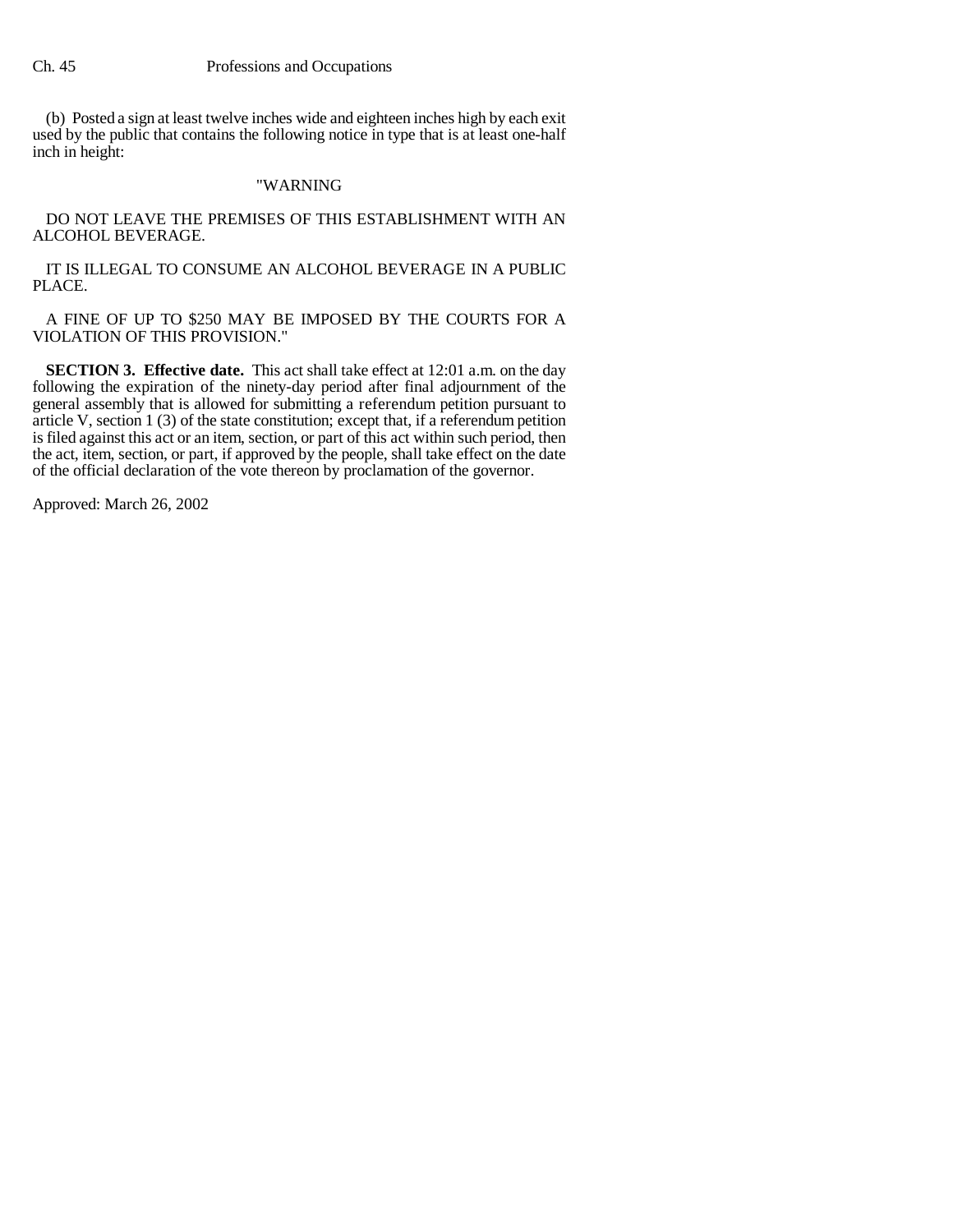(b) Posted a sign at least twelve inches wide and eighteen inches high by each exit used by the public that contains the following notice in type that is at least one-half inch in height:

"WARNING

DO NOT LEAVE THE PREMISES OF THIS ESTABLISHMENT WITH AN ALCOHOL BEVERAGE.

IT IS ILLEGAL TO CONSUME AN ALCOHOL BEVERAGE IN A PUBLIC PLACE.

A FINE OF UP TO $250 MAY BE IMPOSED BY THE COURTS FOR A VIOLATION OF THIS PROVISION."

**SECTION 3. Effective date.** This act shall take effect at 12:01 a.m. on the day following the expiration of the ninety-day period after final adjournment of the general assembly that is allowed for submitting a referendum petition pursuant to article V, section 1 (3) of the state constitution; except that, if a referendum petition is filed against this act or an item, section, or part of this act within such period, then the act, item, section, or part, if approved by the people, shall take effect on the date of the official declaration of the vote thereon by proclamation of the governor.

Approved: March 26, 2002